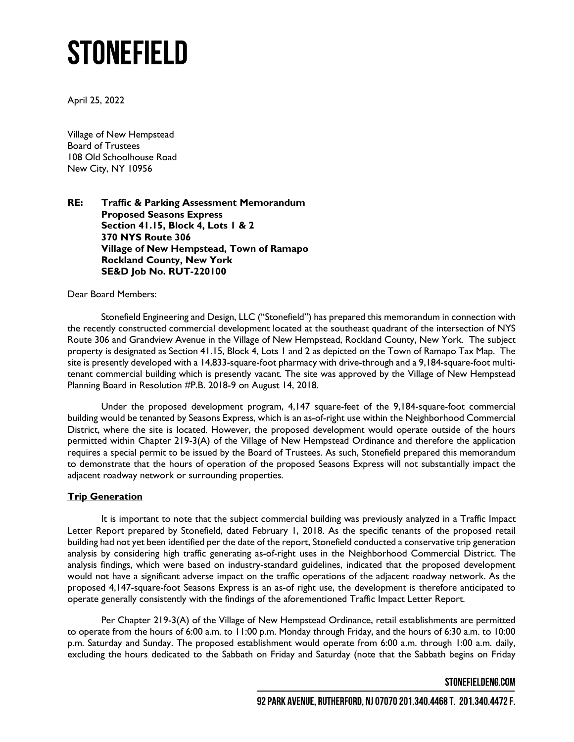# STONEFIELD

April 25, 2022

Village of New Hempstead
Board of Trustees
108 Old Schoolhouse Road
New City, NY 10956

**RE: Traffic & Parking Assessment Memorandum**
**Proposed Seasons Express**
**Section 41.15, Block 4, Lots 1 & 2**
**370 NYS Route 306**
**Village of New Hempstead, Town of Ramapo**
**Rockland County, New York**
**SE&D Job No. RUT-220100**

Dear Board Members:

Stonefield Engineering and Design, LLC ("Stonefield") has prepared this memorandum in connection with the recently constructed commercial development located at the southeast quadrant of the intersection of NYS Route 306 and Grandview Avenue in the Village of New Hempstead, Rockland County, New York. The subject property is designated as Section 41.15, Block 4, Lots 1 and 2 as depicted on the Town of Ramapo Tax Map. The site is presently developed with a 14,833-square-foot pharmacy with drive-through and a 9,184-square-foot multi-tenant commercial building which is presently vacant. The site was approved by the Village of New Hempstead Planning Board in Resolution #P.B. 2018-9 on August 14, 2018.

Under the proposed development program, 4,147 square-feet of the 9,184-square-foot commercial building would be tenanted by Seasons Express, which is an as-of-right use within the Neighborhood Commercial District, where the site is located. However, the proposed development would operate outside of the hours permitted within Chapter 219-3(A) of the Village of New Hempstead Ordinance and therefore the application requires a special permit to be issued by the Board of Trustees. As such, Stonefield prepared this memorandum to demonstrate that the hours of operation of the proposed Seasons Express will not substantially impact the adjacent roadway network or surrounding properties.

## Trip Generation

It is important to note that the subject commercial building was previously analyzed in a Traffic Impact Letter Report prepared by Stonefield, dated February 1, 2018. As the specific tenants of the proposed retail building had not yet been identified per the date of the report, Stonefield conducted a conservative trip generation analysis by considering high traffic generating as-of-right uses in the Neighborhood Commercial District. The analysis findings, which were based on industry-standard guidelines, indicated that the proposed development would not have a significant adverse impact on the traffic operations of the adjacent roadway network. As the proposed 4,147-square-foot Seasons Express is an as-of right use, the development is therefore anticipated to operate generally consistently with the findings of the aforementioned Traffic Impact Letter Report.

Per Chapter 219-3(A) of the Village of New Hempstead Ordinance, retail establishments are permitted to operate from the hours of 6:00 a.m. to 11:00 p.m. Monday through Friday, and the hours of 6:30 a.m. to 10:00 p.m. Saturday and Sunday. The proposed establishment would operate from 6:00 a.m. through 1:00 a.m. daily, excluding the hours dedicated to the Sabbath on Friday and Saturday (note that the Sabbath begins on Friday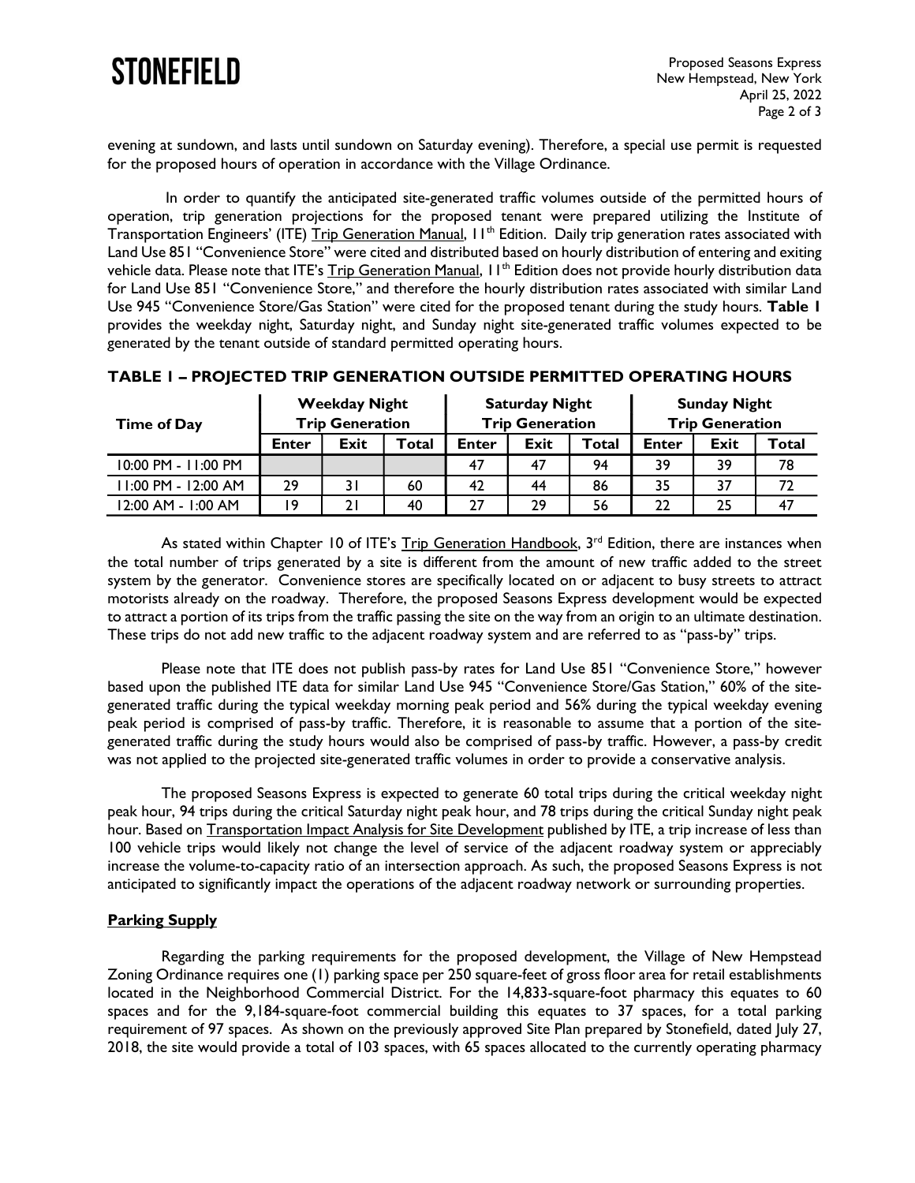evening at sundown, and lasts until sundown on Saturday evening). Therefore, a special use permit is requested for the proposed hours of operation in accordance with the Village Ordinance.

In order to quantify the anticipated site-generated traffic volumes outside of the permitted hours of operation, trip generation projections for the proposed tenant were prepared utilizing the Institute of Transportation Engineers' (ITE) Trip Generation Manual, 11th Edition. Daily trip generation rates associated with Land Use 851 "Convenience Store" were cited and distributed based on hourly distribution of entering and exiting vehicle data. Please note that ITE's Trip Generation Manual, 11th Edition does not provide hourly distribution data for Land Use 851 "Convenience Store," and therefore the hourly distribution rates associated with similar Land Use 945 "Convenience Store/Gas Station" were cited for the proposed tenant during the study hours. **Table 1** provides the weekday night, Saturday night, and Sunday night site-generated traffic volumes expected to be generated by the tenant outside of standard permitted operating hours.

**TABLE 1 – PROJECTED TRIP GENERATION OUTSIDE PERMITTED OPERATING HOURS**

| Time of Day | Weekday Night Trip Generation | | | Saturday Night Trip Generation | | | Sunday Night Trip Generation | | |
|---|---|---|---|---|---|---|---|---|---|
| | Enter | Exit | Total | Enter | Exit | Total | Enter | Exit | Total |
| 10:00 PM - 11:00 PM | | | | 47 | 47 | 94 | 39 | 39 | 78 |
| 11:00 PM - 12:00 AM | 29 | 31 | 60 | 42 | 44 | 86 | 35 | 37 | 72 |
| 12:00 AM - 1:00 AM | 19 | 21 | 40 | 27 | 29 | 56 | 22 | 25 | 47 |

As stated within Chapter 10 of ITE's Trip Generation Handbook, 3rd Edition, there are instances when the total number of trips generated by a site is different from the amount of new traffic added to the street system by the generator. Convenience stores are specifically located on or adjacent to busy streets to attract motorists already on the roadway. Therefore, the proposed Seasons Express development would be expected to attract a portion of its trips from the traffic passing the site on the way from an origin to an ultimate destination. These trips do not add new traffic to the adjacent roadway system and are referred to as "pass-by" trips.

Please note that ITE does not publish pass-by rates for Land Use 851 "Convenience Store," however based upon the published ITE data for similar Land Use 945 "Convenience Store/Gas Station," 60% of the site-generated traffic during the typical weekday morning peak period and 56% during the typical weekday evening peak period is comprised of pass-by traffic. Therefore, it is reasonable to assume that a portion of the site-generated traffic during the study hours would also be comprised of pass-by traffic. However, a pass-by credit was not applied to the projected site-generated traffic volumes in order to provide a conservative analysis.

The proposed Seasons Express is expected to generate 60 total trips during the critical weekday night peak hour, 94 trips during the critical Saturday night peak hour, and 78 trips during the critical Sunday night peak hour. Based on Transportation Impact Analysis for Site Development published by ITE, a trip increase of less than 100 vehicle trips would likely not change the level of service of the adjacent roadway system or appreciably increase the volume-to-capacity ratio of an intersection approach. As such, the proposed Seasons Express is not anticipated to significantly impact the operations of the adjacent roadway network or surrounding properties.

## Parking Supply

Regarding the parking requirements for the proposed development, the Village of New Hempstead Zoning Ordinance requires one (1) parking space per 250 square-feet of gross floor area for retail establishments located in the Neighborhood Commercial District. For the 14,833-square-foot pharmacy this equates to 60 spaces and for the 9,184-square-foot commercial building this equates to 37 spaces, for a total parking requirement of 97 spaces. As shown on the previously approved Site Plan prepared by Stonefield, dated July 27, 2018, the site would provide a total of 103 spaces, with 65 spaces allocated to the currently operating pharmacy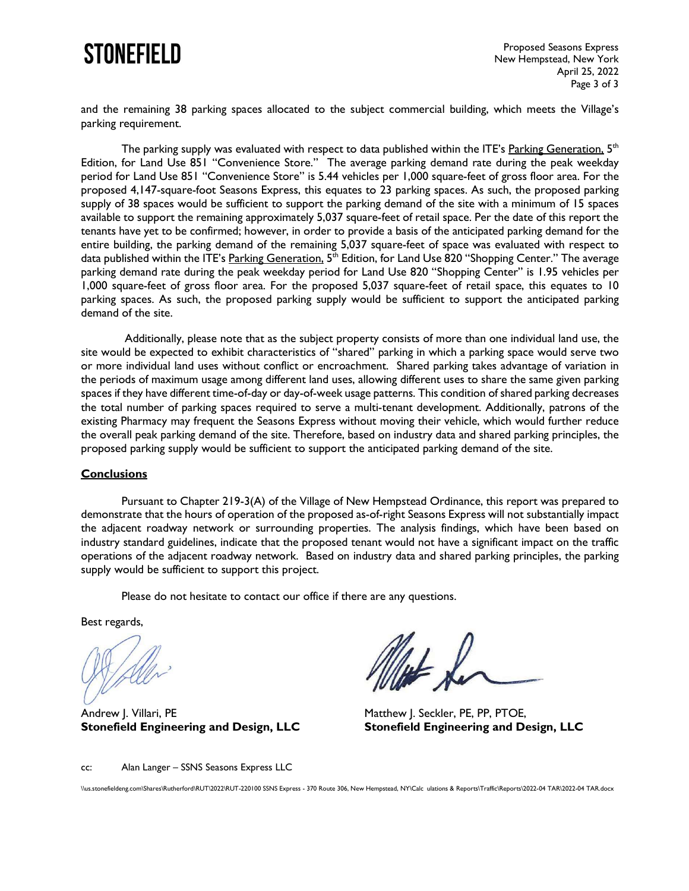and the remaining 38 parking spaces allocated to the subject commercial building, which meets the Village's parking requirement.

The parking supply was evaluated with respect to data published within the ITE's Parking Generation, 5th Edition, for Land Use 851 "Convenience Store." The average parking demand rate during the peak weekday period for Land Use 851 "Convenience Store" is 5.44 vehicles per 1,000 square-feet of gross floor area. For the proposed 4,147-square-foot Seasons Express, this equates to 23 parking spaces. As such, the proposed parking supply of 38 spaces would be sufficient to support the parking demand of the site with a minimum of 15 spaces available to support the remaining approximately 5,037 square-feet of retail space. Per the date of this report the tenants have yet to be confirmed; however, in order to provide a basis of the anticipated parking demand for the entire building, the parking demand of the remaining 5,037 square-feet of space was evaluated with respect to data published within the ITE's Parking Generation, 5th Edition, for Land Use 820 "Shopping Center." The average parking demand rate during the peak weekday period for Land Use 820 "Shopping Center" is 1.95 vehicles per 1,000 square-feet of gross floor area. For the proposed 5,037 square-feet of retail space, this equates to 10 parking spaces. As such, the proposed parking supply would be sufficient to support the anticipated parking demand of the site.

Additionally, please note that as the subject property consists of more than one individual land use, the site would be expected to exhibit characteristics of "shared" parking in which a parking space would serve two or more individual land uses without conflict or encroachment. Shared parking takes advantage of variation in the periods of maximum usage among different land uses, allowing different uses to share the same given parking spaces if they have different time-of-day or day-of-week usage patterns. This condition of shared parking decreases the total number of parking spaces required to serve a multi-tenant development. Additionally, patrons of the existing Pharmacy may frequent the Seasons Express without moving their vehicle, which would further reduce the overall peak parking demand of the site. Therefore, based on industry data and shared parking principles, the proposed parking supply would be sufficient to support the anticipated parking demand of the site.

## Conclusions

Pursuant to Chapter 219-3(A) of the Village of New Hempstead Ordinance, this report was prepared to demonstrate that the hours of operation of the proposed as-of-right Seasons Express will not substantially impact the adjacent roadway network or surrounding properties. The analysis findings, which have been based on industry standard guidelines, indicate that the proposed tenant would not have a significant impact on the traffic operations of the adjacent roadway network. Based on industry data and shared parking principles, the parking supply would be sufficient to support this project.

Please do not hesitate to contact our office if there are any questions.

Best regards,

Andrew J. Villari, PE
**Stonefield Engineering and Design, LLC**

Matthew J. Seckler, PE, PP, PTOE,
**Stonefield Engineering and Design, LLC**

cc: Alan Langer – SSNS Seasons Express LLC

\\us.stonefieldeng.com\Shares\Rutherford\RUT\2022\RUT-220100 SSNS Express - 370 Route 306, New Hempstead, NY\Calculations & Reports\Traffic\Reports\2022-04 TAR\2022-04 TAR.docx